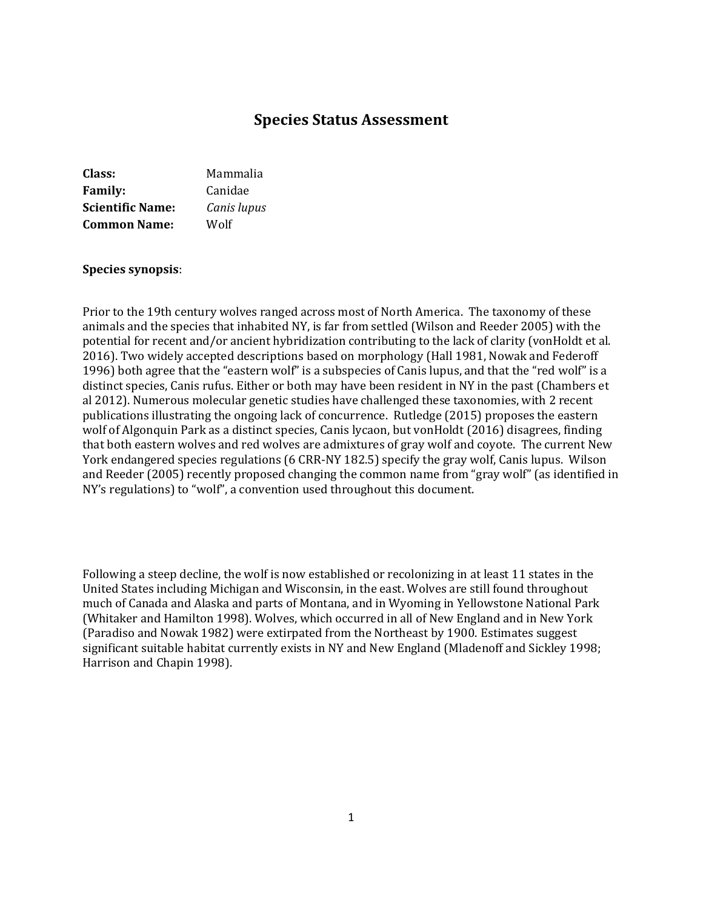# Species Status Assessment

**Class:** Mammalia
**Family:** Canidae
**Scientific Name:** *Canis lupus*
**Common Name:** Wolf

**Species synopsis**:

Prior to the 19th century wolves ranged across most of North America. The taxonomy of these animals and the species that inhabited NY, is far from settled (Wilson and Reeder 2005) with the potential for recent and/or ancient hybridization contributing to the lack of clarity (vonHoldt et al. 2016). Two widely accepted descriptions based on morphology (Hall 1981, Nowak and Federoff 1996) both agree that the "eastern wolf" is a subspecies of Canis lupus, and that the "red wolf" is a distinct species, Canis rufus. Either or both may have been resident in NY in the past (Chambers et al 2012). Numerous molecular genetic studies have challenged these taxonomies, with 2 recent publications illustrating the ongoing lack of concurrence. Rutledge (2015) proposes the eastern wolf of Algonquin Park as a distinct species, Canis lycaon, but vonHoldt (2016) disagrees, finding that both eastern wolves and red wolves are admixtures of gray wolf and coyote. The current New York endangered species regulations (6 CRR-NY 182.5) specify the gray wolf, Canis lupus. Wilson and Reeder (2005) recently proposed changing the common name from "gray wolf" (as identified in NY's regulations) to "wolf", a convention used throughout this document.

Following a steep decline, the wolf is now established or recolonizing in at least 11 states in the United States including Michigan and Wisconsin, in the east. Wolves are still found throughout much of Canada and Alaska and parts of Montana, and in Wyoming in Yellowstone National Park (Whitaker and Hamilton 1998). Wolves, which occurred in all of New England and in New York (Paradiso and Nowak 1982) were extirpated from the Northeast by 1900. Estimates suggest significant suitable habitat currently exists in NY and New England (Mladenoff and Sickley 1998; Harrison and Chapin 1998).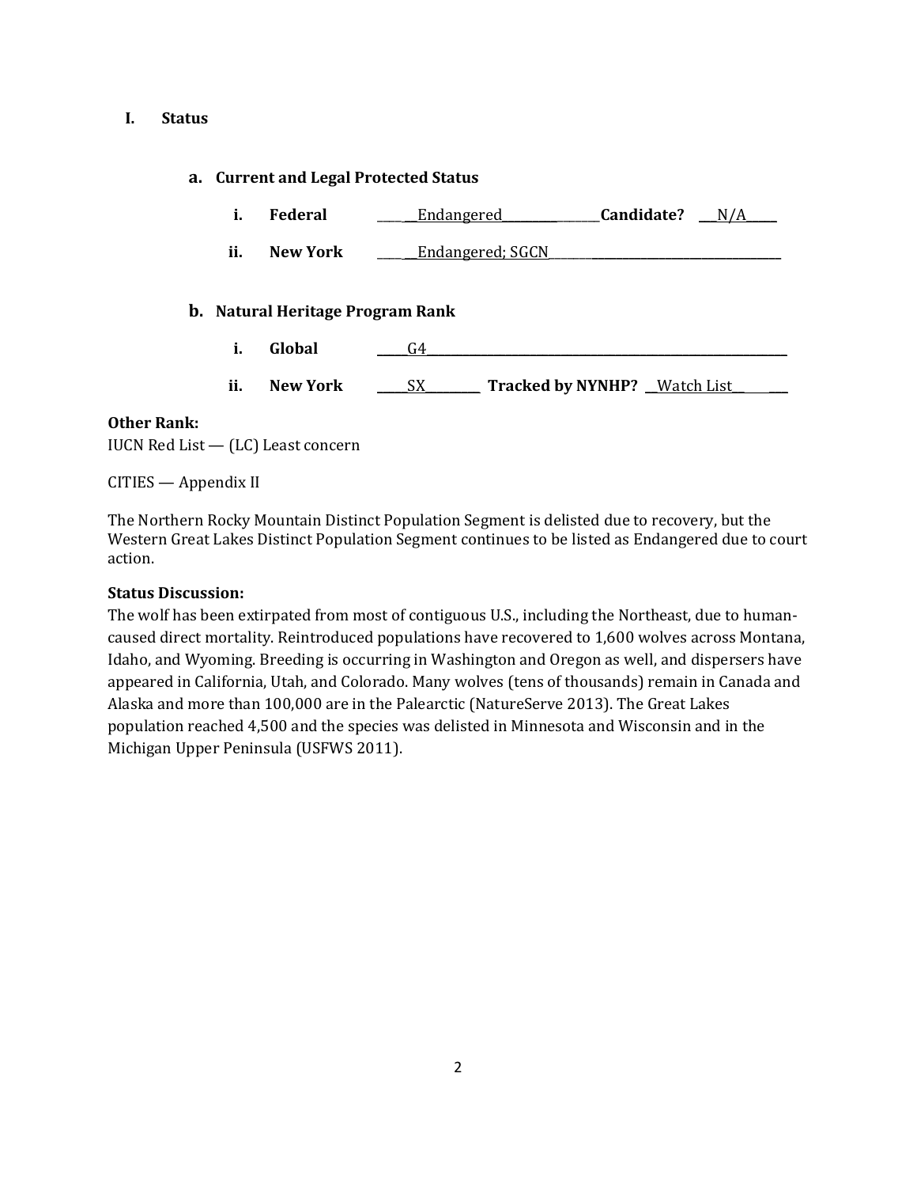## I. Status

### a. Current and Legal Protected Status

i. **Federal** ______Endangered________________ **Candidate?** ___N/A_____

ii. **New York** ______Endangered; SGCN______________________________________

### b. Natural Heritage Program Rank

i. **Global** _____G4______________________________________________________________

ii. **New York** _____SX_________ **Tracked by NYNHP?** __Watch List__________

**Other Rank:**

IUCN Red List — (LC) Least concern

CITIES — Appendix II

The Northern Rocky Mountain Distinct Population Segment is delisted due to recovery, but the Western Great Lakes Distinct Population Segment continues to be listed as Endangered due to court action.

**Status Discussion:**

The wolf has been extirpated from most of contiguous U.S., including the Northeast, due to human-caused direct mortality. Reintroduced populations have recovered to 1,600 wolves across Montana, Idaho, and Wyoming. Breeding is occurring in Washington and Oregon as well, and dispersers have appeared in California, Utah, and Colorado. Many wolves (tens of thousands) remain in Canada and Alaska and more than 100,000 are in the Palearctic (NatureServe 2013). The Great Lakes population reached 4,500 and the species was delisted in Minnesota and Wisconsin and in the Michigan Upper Peninsula (USFWS 2011).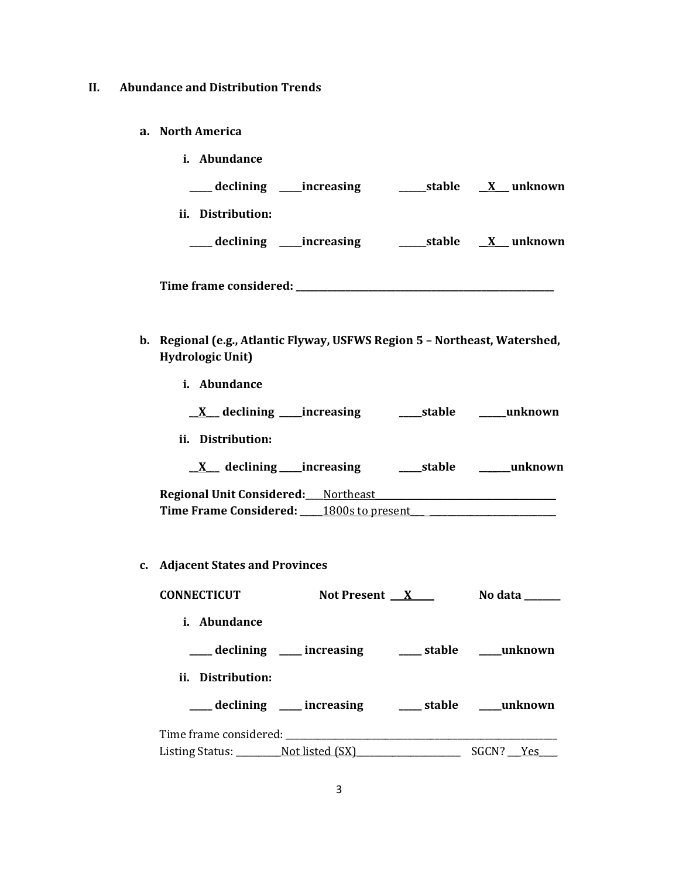## II. Abundance and Distribution Trends

### a. North America

**i. Abundance**

**_____ declining _____increasing ______stable __X___ unknown**

**ii. Distribution:**

**_____ declining _____increasing ______stable __X___ unknown**

**Time frame considered: ___________________________________________________________**

### b. Regional (e.g., Atlantic Flyway, USFWS Region 5 – Northeast, Watershed, Hydrologic Unit)

**i. Abundance**

**__X___ declining _____increasing _____stable ______unknown**

**ii. Distribution:**

**__X___ declining _____increasing _____stable ______unknown**

**Regional Unit Considered:**___Northeast_________________________________________

**Time Frame Considered:** _____1800s to present___ ___________________________

### c. Adjacent States and Provinces

**CONNECTICUT** **Not Present ___X_____** **No data ________**

**i. Abundance**

**_____ declining _____ increasing _____ stable _____unknown**

**ii. Distribution:**

**_____ declining _____ increasing _____ stable _____unknown**

Time frame considered: ________________________________________________________________

Listing Status: __________Not listed (SX)________________________ SGCN? ___Yes____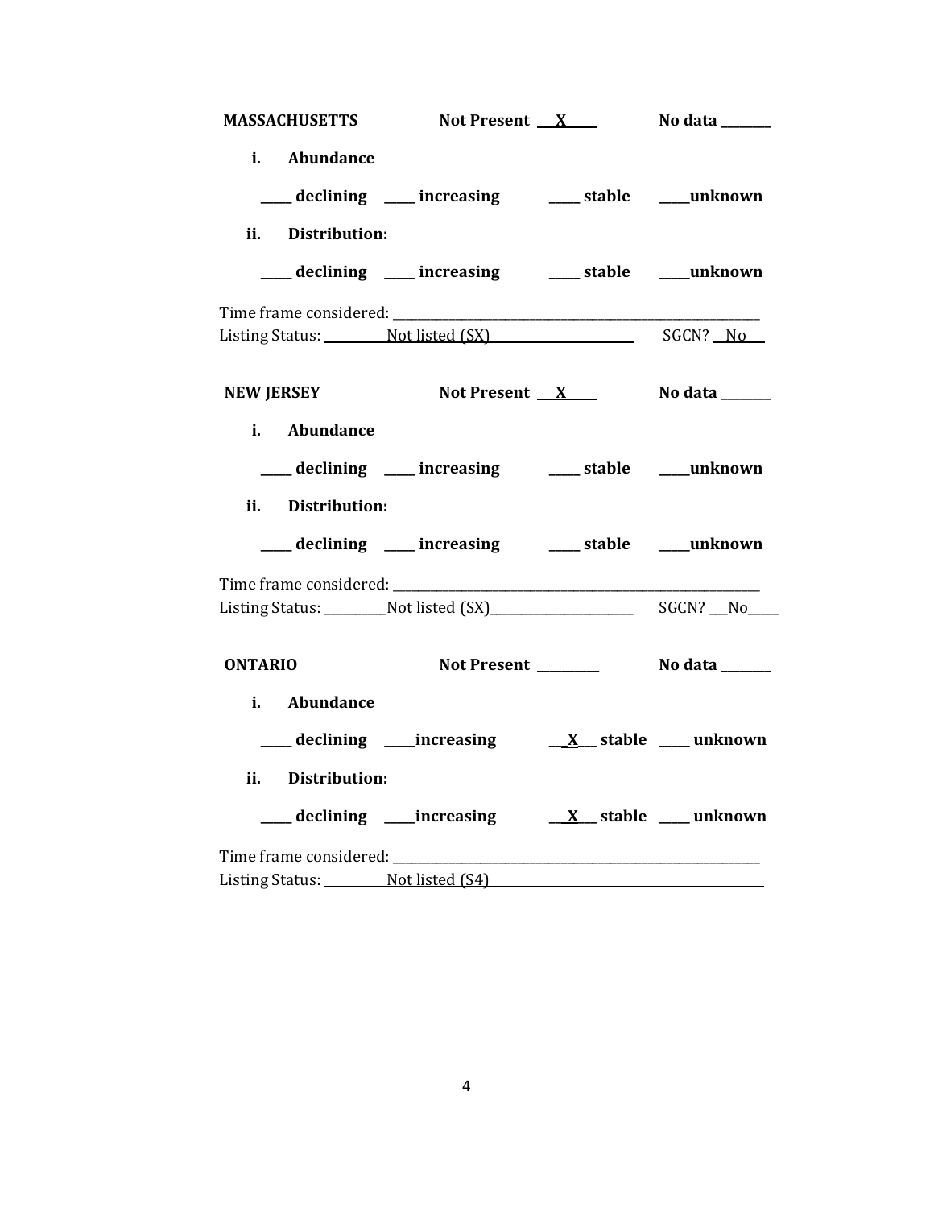**MASSACHUSETTS** **Not Present \_\_X\_\_** **No data \_\_\_\_\_\_**

**i. Abundance**

**\_\_\_\_ declining \_\_\_\_ increasing \_\_\_\_ stable \_\_\_\_unknown**

**ii. Distribution:**

**\_\_\_\_ declining \_\_\_\_ increasing \_\_\_\_ stable \_\_\_\_unknown**

Time frame considered: \_\_\_\_\_\_\_\_\_\_\_\_\_\_\_\_\_\_\_\_\_\_\_\_\_\_\_\_\_\_\_\_\_\_\_\_\_\_\_\_\_\_\_\_

Listing Status: \_\_\_\_\_\_\_\_Not listed (SX)\_\_\_\_\_\_\_\_\_\_\_\_\_\_\_\_\_\_ SGCN? \_\_No\_\_

**NEW JERSEY** **Not Present \_\_X\_\_** **No data \_\_\_\_\_\_**

**i. Abundance**

**\_\_\_\_ declining \_\_\_\_ increasing \_\_\_\_ stable \_\_\_\_unknown**

**ii. Distribution:**

**\_\_\_\_ declining \_\_\_\_ increasing \_\_\_\_ stable \_\_\_\_unknown**

Time frame considered: \_\_\_\_\_\_\_\_\_\_\_\_\_\_\_\_\_\_\_\_\_\_\_\_\_\_\_\_\_\_\_\_\_\_\_\_\_\_\_\_\_\_\_\_

Listing Status: \_\_\_\_\_\_\_\_Not listed (SX)\_\_\_\_\_\_\_\_\_\_\_\_\_\_\_\_\_\_ SGCN? \_\_No\_\_

**ONTARIO** **Not Present \_\_\_\_\_\_\_** **No data \_\_\_\_\_\_**

**i. Abundance**

**\_\_\_\_ declining \_\_\_\_increasing \_\_X\_\_ stable \_\_\_\_ unknown**

**ii. Distribution:**

**\_\_\_\_ declining \_\_\_\_increasing \_\_X\_\_ stable \_\_\_\_ unknown**

Time frame considered: \_\_\_\_\_\_\_\_\_\_\_\_\_\_\_\_\_\_\_\_\_\_\_\_\_\_\_\_\_\_\_\_\_\_\_\_\_\_\_\_\_\_\_\_

Listing Status: \_\_\_\_\_\_\_\_Not listed (S4)\_\_\_\_\_\_\_\_\_\_\_\_\_\_\_\_\_\_\_\_\_\_\_\_\_\_\_\_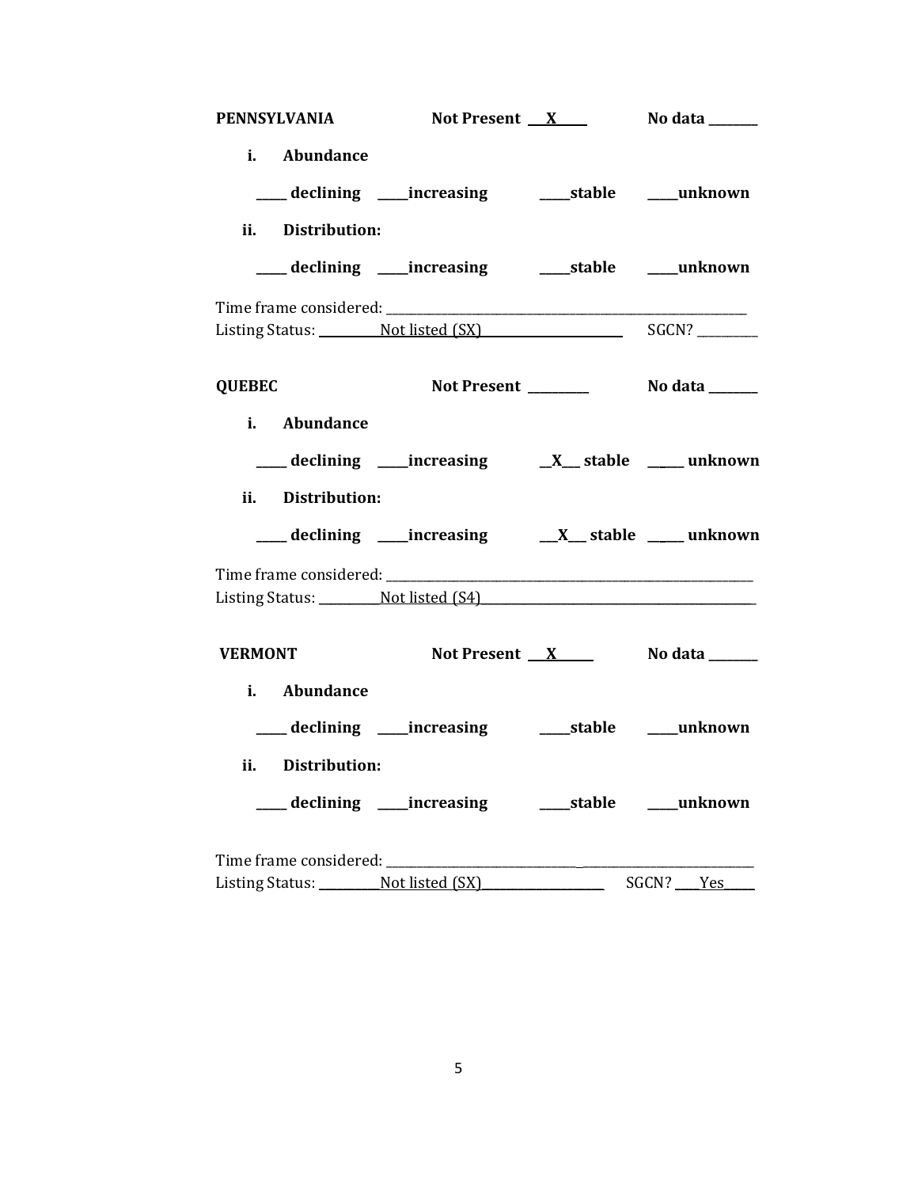**PENNSYLVANIA** **Not Present \_\_X\_\_** **No data \_\_\_\_\_\_**

**i. Abundance**

**\_\_\_\_ declining \_\_\_\_increasing \_\_\_\_stable \_\_\_\_unknown**

**ii. Distribution:**

**\_\_\_\_ declining \_\_\_\_increasing \_\_\_\_stable \_\_\_\_unknown**

Time frame considered: \_\_\_\_\_\_\_\_\_\_\_\_\_\_\_\_\_\_\_\_\_\_\_\_\_\_\_\_\_\_\_\_\_\_\_\_\_\_\_\_

Listing Status: \_\_\_\_\_\_\_\_\_Not listed (SX)\_\_\_\_\_\_\_\_\_\_\_\_\_\_\_\_\_\_\_ SGCN? \_\_\_\_\_\_\_\_

**QUEBEC** **Not Present \_\_\_\_\_\_\_\_** **No data \_\_\_\_\_\_**

**i. Abundance**

**\_\_\_\_ declining \_\_\_\_increasing \_\_X\_\_ stable \_\_\_\_ unknown**

**ii. Distribution:**

**\_\_\_\_ declining \_\_\_\_increasing \_\_X\_\_ stable \_\_\_\_ unknown**

Time frame considered: \_\_\_\_\_\_\_\_\_\_\_\_\_\_\_\_\_\_\_\_\_\_\_\_\_\_\_\_\_\_\_\_\_\_\_\_\_\_\_\_

Listing Status: \_\_\_\_\_\_\_\_\_Not listed (S4)\_\_\_\_\_\_\_\_\_\_\_\_\_\_\_\_\_\_\_\_\_\_\_\_\_\_\_\_\_\_

**VERMONT** **Not Present \_\_X\_\_** **No data \_\_\_\_\_\_**

**i. Abundance**

**\_\_\_\_ declining \_\_\_\_increasing \_\_\_\_stable \_\_\_\_unknown**

**ii. Distribution:**

**\_\_\_\_ declining \_\_\_\_increasing \_\_\_\_stable \_\_\_\_unknown**

Time frame considered: \_\_\_\_\_\_\_\_\_\_\_\_\_\_\_\_\_\_\_\_\_\_\_\_\_\_\_\_\_\_\_\_\_\_\_\_\_\_\_\_

Listing Status: \_\_\_\_\_\_\_\_\_Not listed (SX)\_\_\_\_\_\_\_\_\_\_\_\_\_\_\_\_\_\_ SGCN? \_\_\_Yes\_\_\_\_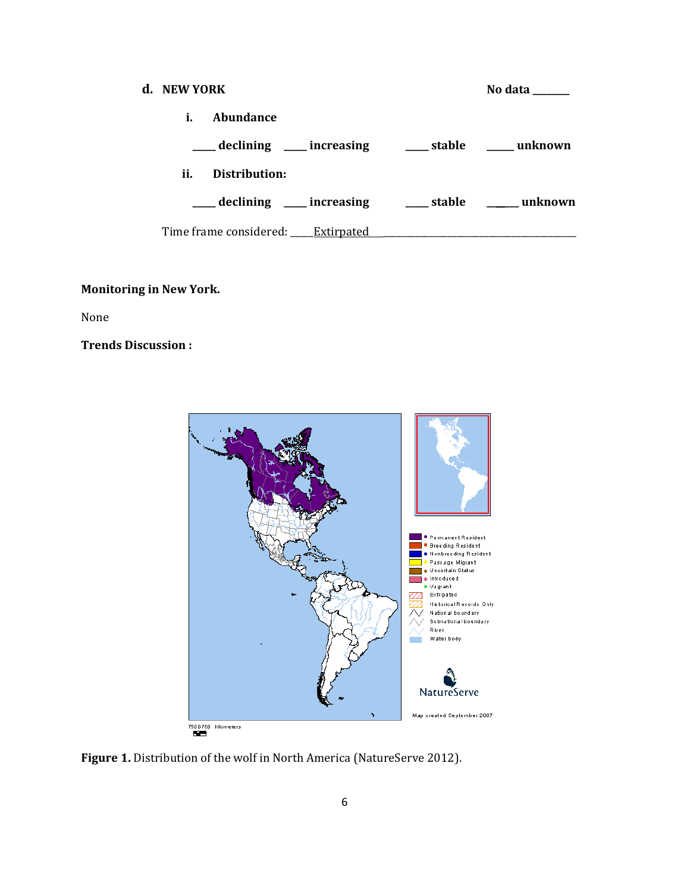**d. NEW YORK** **No data ________**

**i. Abundance**

**_____ declining _____ increasing _____ stable _____ unknown**

**ii. Distribution:**

**_____ declining _____ increasing _____ stable _____ unknown**

Time frame considered: _____Extirpated_______________________________________

**Monitoring in New York.**

None

**Trends Discussion :**

**Figure 1.** Distribution of the wolf in North America (NatureServe 2012).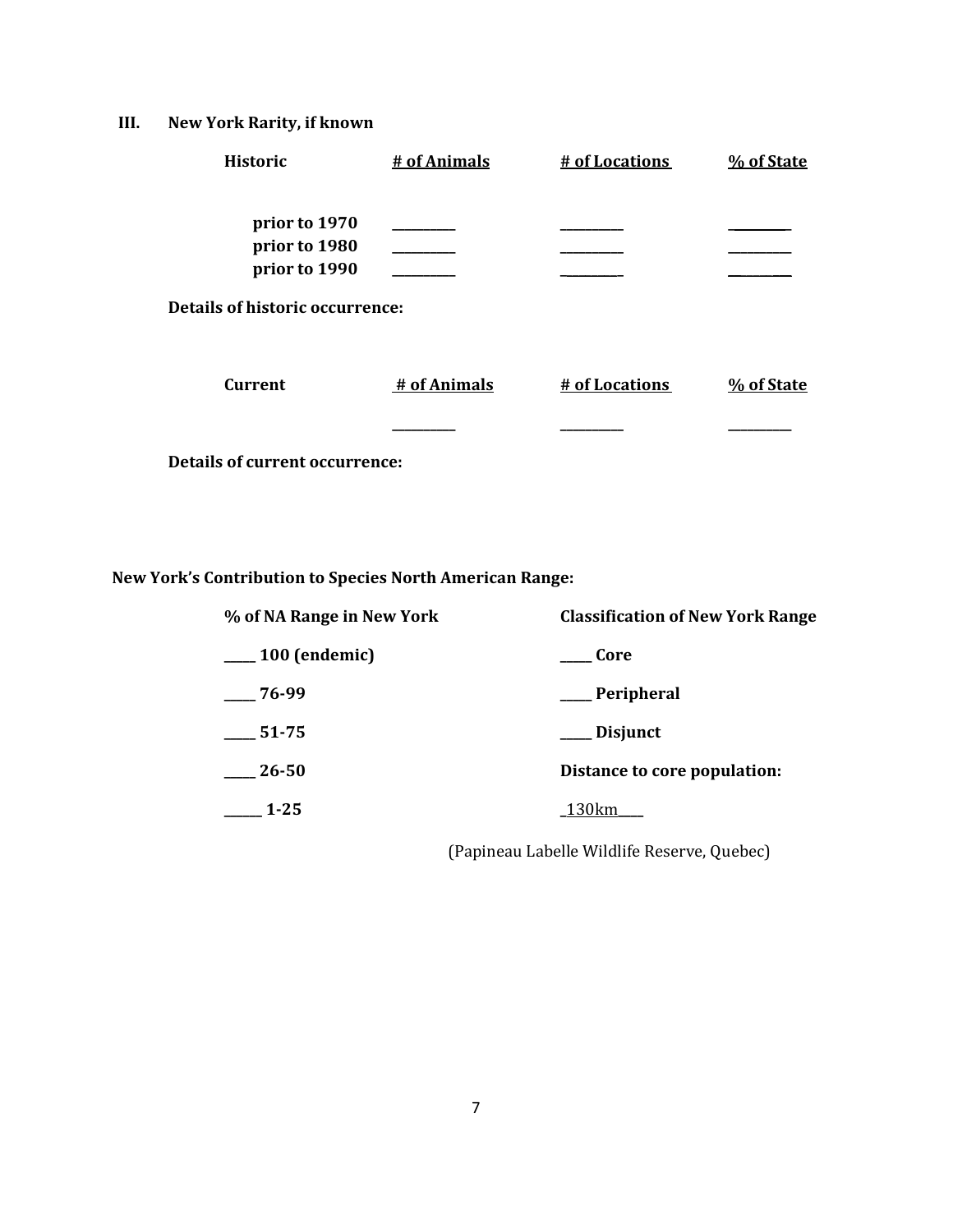## III. New York Rarity, if known

| Historic | # of Animals | # of Locations | % of State |
|---|---|---|---|
| prior to 1970 | _________ | _________ | _________ |
| prior to 1980 | _________ | _________ | _________ |
| prior to 1990 | _________ | _________ | _________ |

**Details of historic occurrence:**

| Current | # of Animals | # of Locations | % of State |
|---|---|---|---|
| | _________ | _________ | _________ |

**Details of current occurrence:**

**New York's Contribution to Species North American Range:**

| % of NA Range in New York | Classification of New York Range |
|---|---|
| _____ 100 (endemic) | _____ Core |
| _____ 76-99 | _____ Peripheral |
| _____ 51-75 | _____ Disjunct |
| _____ 26-50 | **Distance to core population:** |
| _____ 1-25 | _130km____ |

(Papineau Labelle Wildlife Reserve, Quebec)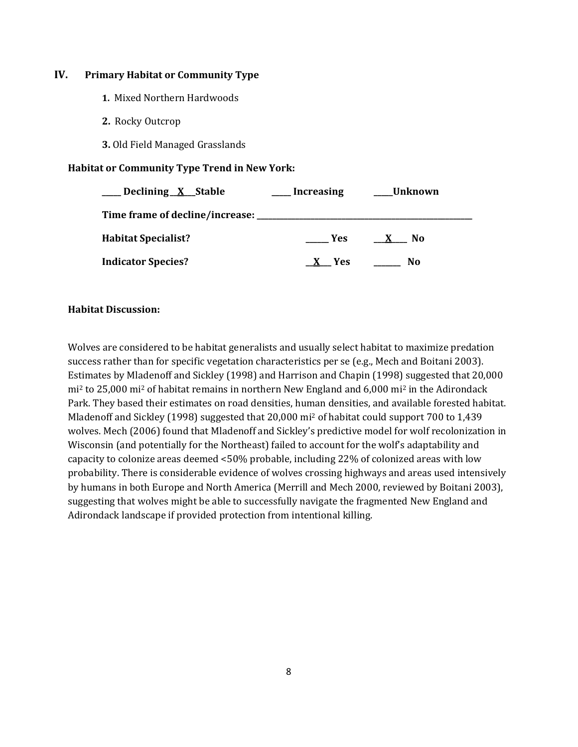## IV. Primary Habitat or Community Type

1. Mixed Northern Hardwoods

2. Rocky Outcrop

3. Old Field Managed Grasslands

**Habitat or Community Type Trend in New York:**

**____ Declining __X___Stable ____ Increasing ____Unknown**

**Time frame of decline/increase: ______________________________**

**Habitat Specialist?** ______ Yes __X___ No

**Indicator Species?** __X___ Yes ______ No

**Habitat Discussion:**

Wolves are considered to be habitat generalists and usually select habitat to maximize predation success rather than for specific vegetation characteristics per se (e.g., Mech and Boitani 2003). Estimates by Mladenoff and Sickley (1998) and Harrison and Chapin (1998) suggested that 20,000 $mi^2$ to 25,000 $mi^2$ of habitat remains in northern New England and 6,000 $mi^2$ in the Adirondack Park. They based their estimates on road densities, human densities, and available forested habitat. Mladenoff and Sickley (1998) suggested that 20,000 $mi^2$ of habitat could support 700 to 1,439 wolves. Mech (2006) found that Mladenoff and Sickley's predictive model for wolf recolonization in Wisconsin (and potentially for the Northeast) failed to account for the wolf's adaptability and capacity to colonize areas deemed <50% probable, including 22% of colonized areas with low probability. There is considerable evidence of wolves crossing highways and areas used intensively by humans in both Europe and North America (Merrill and Mech 2000, reviewed by Boitani 2003), suggesting that wolves might be able to successfully navigate the fragmented New England and Adirondack landscape if provided protection from intentional killing.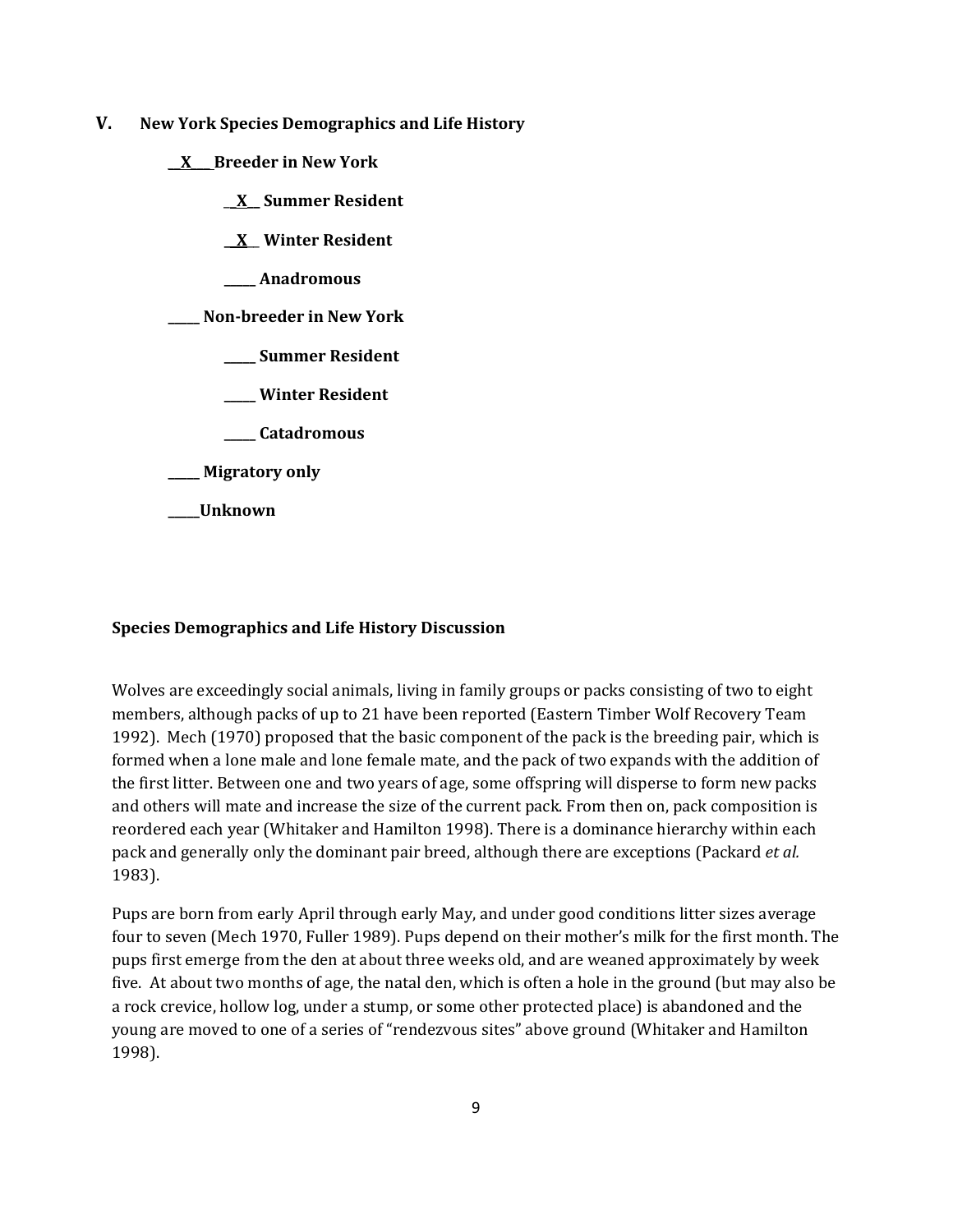## V. New York Species Demographics and Life History

__X___ **Breeder in New York**

  __X__ **Summer Resident**

  __X__ **Winter Resident**

  _____ **Anadromous**

_____ **Non-breeder in New York**

  _____ **Summer Resident**

  _____ **Winter Resident**

  _____ **Catadromous**

_____ **Migratory only**

_____**Unknown**

### Species Demographics and Life History Discussion

Wolves are exceedingly social animals, living in family groups or packs consisting of two to eight members, although packs of up to 21 have been reported (Eastern Timber Wolf Recovery Team 1992). Mech (1970) proposed that the basic component of the pack is the breeding pair, which is formed when a lone male and lone female mate, and the pack of two expands with the addition of the first litter. Between one and two years of age, some offspring will disperse to form new packs and others will mate and increase the size of the current pack. From then on, pack composition is reordered each year (Whitaker and Hamilton 1998). There is a dominance hierarchy within each pack and generally only the dominant pair breed, although there are exceptions (Packard *et al.* 1983).

Pups are born from early April through early May, and under good conditions litter sizes average four to seven (Mech 1970, Fuller 1989). Pups depend on their mother's milk for the first month. The pups first emerge from the den at about three weeks old, and are weaned approximately by week five. At about two months of age, the natal den, which is often a hole in the ground (but may also be a rock crevice, hollow log, under a stump, or some other protected place) is abandoned and the young are moved to one of a series of "rendezvous sites" above ground (Whitaker and Hamilton 1998).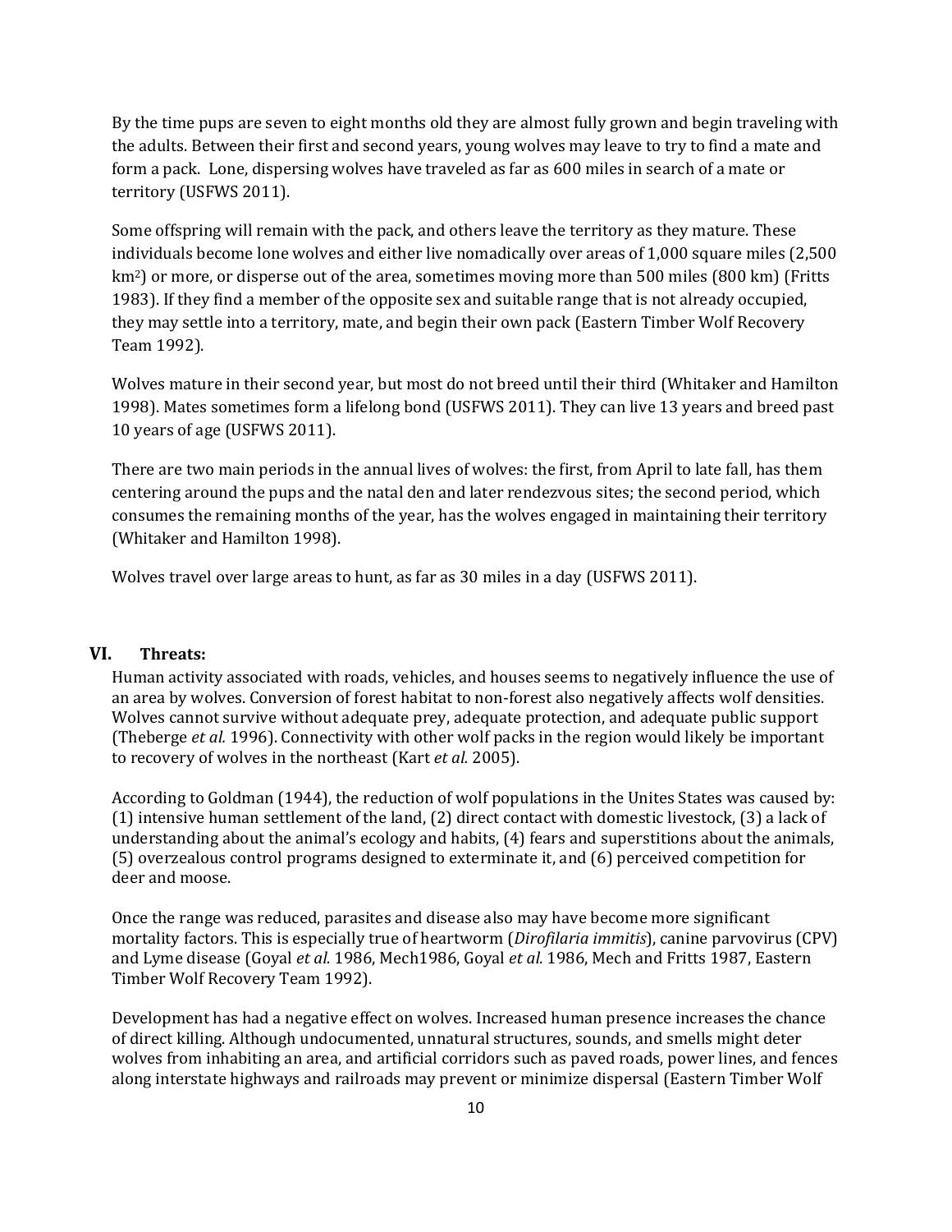By the time pups are seven to eight months old they are almost fully grown and begin traveling with the adults. Between their first and second years, young wolves may leave to try to find a mate and form a pack. Lone, dispersing wolves have traveled as far as 600 miles in search of a mate or territory (USFWS 2011).

Some offspring will remain with the pack, and others leave the territory as they mature. These individuals become lone wolves and either live nomadically over areas of 1,000 square miles (2,500 km$^2$) or more, or disperse out of the area, sometimes moving more than 500 miles (800 km) (Fritts 1983). If they find a member of the opposite sex and suitable range that is not already occupied, they may settle into a territory, mate, and begin their own pack (Eastern Timber Wolf Recovery Team 1992).

Wolves mature in their second year, but most do not breed until their third (Whitaker and Hamilton 1998). Mates sometimes form a lifelong bond (USFWS 2011). They can live 13 years and breed past 10 years of age (USFWS 2011).

There are two main periods in the annual lives of wolves: the first, from April to late fall, has them centering around the pups and the natal den and later rendezvous sites; the second period, which consumes the remaining months of the year, has the wolves engaged in maintaining their territory (Whitaker and Hamilton 1998).

Wolves travel over large areas to hunt, as far as 30 miles in a day (USFWS 2011).

## VI. Threats:

Human activity associated with roads, vehicles, and houses seems to negatively influence the use of an area by wolves. Conversion of forest habitat to non-forest also negatively affects wolf densities. Wolves cannot survive without adequate prey, adequate protection, and adequate public support (Theberge *et al.* 1996). Connectivity with other wolf packs in the region would likely be important to recovery of wolves in the northeast (Kart *et al.* 2005).

According to Goldman (1944), the reduction of wolf populations in the Unites States was caused by: (1) intensive human settlement of the land, (2) direct contact with domestic livestock, (3) a lack of understanding about the animal's ecology and habits, (4) fears and superstitions about the animals, (5) overzealous control programs designed to exterminate it, and (6) perceived competition for deer and moose.

Once the range was reduced, parasites and disease also may have become more significant mortality factors. This is especially true of heartworm (*Dirofilaria immitis*), canine parvovirus (CPV) and Lyme disease (Goyal *et al.* 1986, Mech1986, Goyal *et al.* 1986, Mech and Fritts 1987, Eastern Timber Wolf Recovery Team 1992).

Development has had a negative effect on wolves. Increased human presence increases the chance of direct killing. Although undocumented, unnatural structures, sounds, and smells might deter wolves from inhabiting an area, and artificial corridors such as paved roads, power lines, and fences along interstate highways and railroads may prevent or minimize dispersal (Eastern Timber Wolf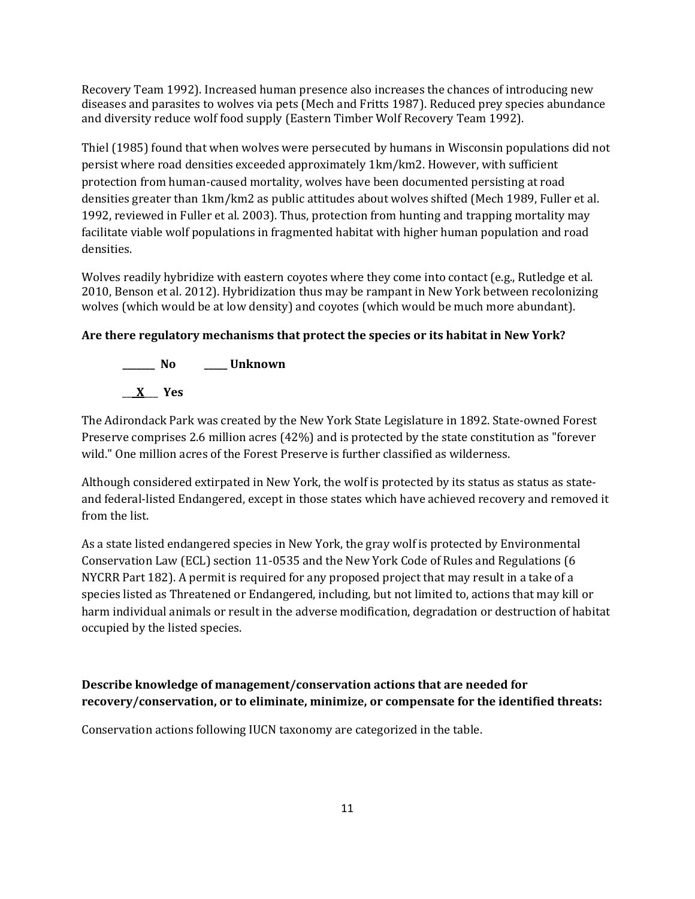Recovery Team 1992). Increased human presence also increases the chances of introducing new diseases and parasites to wolves via pets (Mech and Fritts 1987). Reduced prey species abundance and diversity reduce wolf food supply (Eastern Timber Wolf Recovery Team 1992).

Thiel (1985) found that when wolves were persecuted by humans in Wisconsin populations did not persist where road densities exceeded approximately 1km/km2. However, with sufficient protection from human-caused mortality, wolves have been documented persisting at road densities greater than 1km/km2 as public attitudes about wolves shifted (Mech 1989, Fuller et al. 1992, reviewed in Fuller et al. 2003). Thus, protection from hunting and trapping mortality may facilitate viable wolf populations in fragmented habitat with higher human population and road densities.

Wolves readily hybridize with eastern coyotes where they come into contact (e.g., Rutledge et al. 2010, Benson et al. 2012). Hybridization thus may be rampant in New York between recolonizing wolves (which would be at low density) and coyotes (which would be much more abundant).

**Are there regulatory mechanisms that protect the species or its habitat in New York?**

**_______ No     _____ Unknown**

**__X__ Yes**

The Adirondack Park was created by the New York State Legislature in 1892. State-owned Forest Preserve comprises 2.6 million acres (42%) and is protected by the state constitution as "forever wild." One million acres of the Forest Preserve is further classified as wilderness.

Although considered extirpated in New York, the wolf is protected by its status as status as state- and federal-listed Endangered, except in those states which have achieved recovery and removed it from the list.

As a state listed endangered species in New York, the gray wolf is protected by Environmental Conservation Law (ECL) section 11-0535 and the New York Code of Rules and Regulations (6 NYCRR Part 182). A permit is required for any proposed project that may result in a take of a species listed as Threatened or Endangered, including, but not limited to, actions that may kill or harm individual animals or result in the adverse modification, degradation or destruction of habitat occupied by the listed species.

**Describe knowledge of management/conservation actions that are needed for recovery/conservation, or to eliminate, minimize, or compensate for the identified threats:**

Conservation actions following IUCN taxonomy are categorized in the table.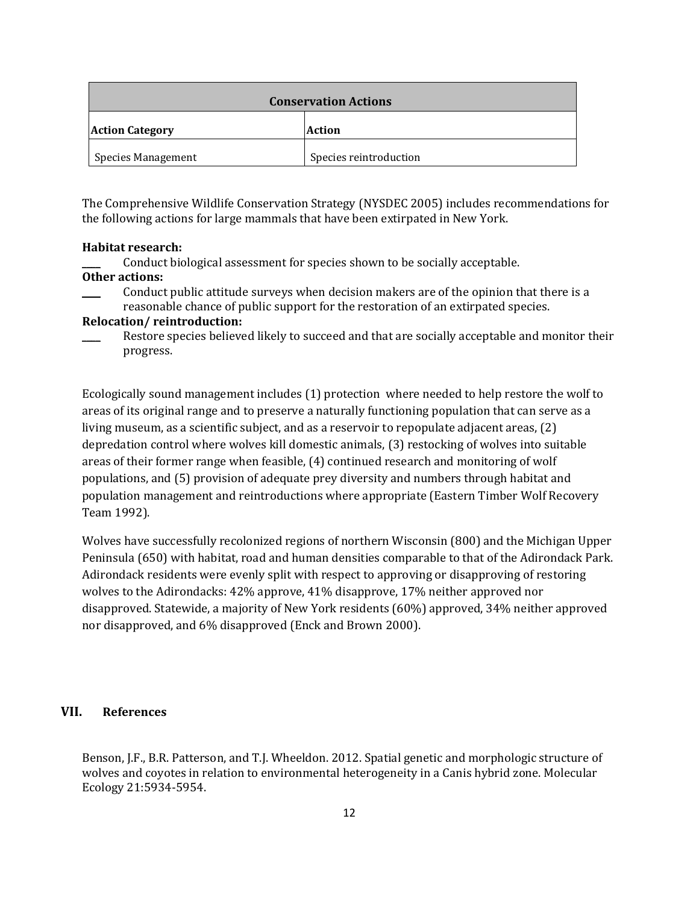| Conservation Actions | |
|---|---|
| **Action Category** | **Action** |
| Species Management | Species reintroduction |

The Comprehensive Wildlife Conservation Strategy (NYSDEC 2005) includes recommendations for the following actions for large mammals that have been extirpated in New York.

**Habitat research:**

____ Conduct biological assessment for species shown to be socially acceptable.

**Other actions:**

____ Conduct public attitude surveys when decision makers are of the opinion that there is a reasonable chance of public support for the restoration of an extirpated species.

**Relocation/ reintroduction:**

____ Restore species believed likely to succeed and that are socially acceptable and monitor their progress.

Ecologically sound management includes (1) protection where needed to help restore the wolf to areas of its original range and to preserve a naturally functioning population that can serve as a living museum, as a scientific subject, and as a reservoir to repopulate adjacent areas, (2) depredation control where wolves kill domestic animals, (3) restocking of wolves into suitable areas of their former range when feasible, (4) continued research and monitoring of wolf populations, and (5) provision of adequate prey diversity and numbers through habitat and population management and reintroductions where appropriate (Eastern Timber Wolf Recovery Team 1992).

Wolves have successfully recolonized regions of northern Wisconsin (800) and the Michigan Upper Peninsula (650) with habitat, road and human densities comparable to that of the Adirondack Park. Adirondack residents were evenly split with respect to approving or disapproving of restoring wolves to the Adirondacks: 42% approve, 41% disapprove, 17% neither approved nor disapproved. Statewide, a majority of New York residents (60%) approved, 34% neither approved nor disapproved, and 6% disapproved (Enck and Brown 2000).

## VII. References

Benson, J.F., B.R. Patterson, and T.J. Wheeldon. 2012. Spatial genetic and morphologic structure of wolves and coyotes in relation to environmental heterogeneity in a Canis hybrid zone. Molecular Ecology 21:5934-5954.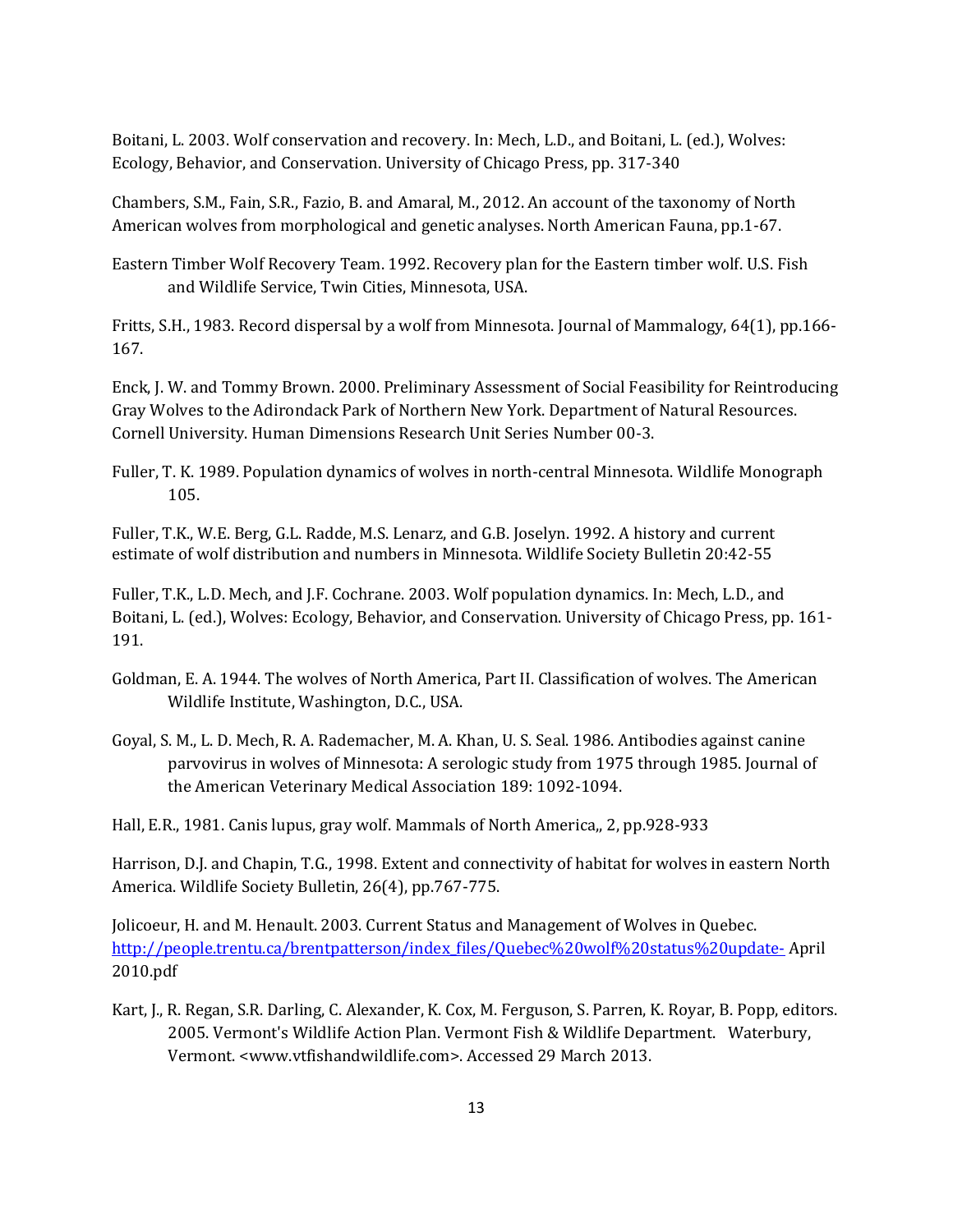Boitani, L. 2003. Wolf conservation and recovery. In: Mech, L.D., and Boitani, L. (ed.), Wolves: Ecology, Behavior, and Conservation. University of Chicago Press, pp. 317-340

Chambers, S.M., Fain, S.R., Fazio, B. and Amaral, M., 2012. An account of the taxonomy of North American wolves from morphological and genetic analyses. North American Fauna, pp.1-67.

Eastern Timber Wolf Recovery Team. 1992. Recovery plan for the Eastern timber wolf. U.S. Fish and Wildlife Service, Twin Cities, Minnesota, USA.

Fritts, S.H., 1983. Record dispersal by a wolf from Minnesota. Journal of Mammalogy, 64(1), pp.166-167.

Enck, J. W. and Tommy Brown. 2000. Preliminary Assessment of Social Feasibility for Reintroducing Gray Wolves to the Adirondack Park of Northern New York. Department of Natural Resources. Cornell University. Human Dimensions Research Unit Series Number 00-3.

Fuller, T. K. 1989. Population dynamics of wolves in north-central Minnesota. Wildlife Monograph 105.

Fuller, T.K., W.E. Berg, G.L. Radde, M.S. Lenarz, and G.B. Joselyn. 1992. A history and current estimate of wolf distribution and numbers in Minnesota. Wildlife Society Bulletin 20:42-55

Fuller, T.K., L.D. Mech, and J.F. Cochrane. 2003. Wolf population dynamics. In: Mech, L.D., and Boitani, L. (ed.), Wolves: Ecology, Behavior, and Conservation. University of Chicago Press, pp. 161-191.

Goldman, E. A. 1944. The wolves of North America, Part II. Classification of wolves. The American Wildlife Institute, Washington, D.C., USA.

Goyal, S. M., L. D. Mech, R. A. Rademacher, M. A. Khan, U. S. Seal. 1986. Antibodies against canine parvovirus in wolves of Minnesota: A serologic study from 1975 through 1985. Journal of the American Veterinary Medical Association 189: 1092-1094.

Hall, E.R., 1981. Canis lupus, gray wolf. Mammals of North America,, 2, pp.928-933

Harrison, D.J. and Chapin, T.G., 1998. Extent and connectivity of habitat for wolves in eastern North America. Wildlife Society Bulletin, 26(4), pp.767-775.

Jolicoeur, H. and M. Henault. 2003. Current Status and Management of Wolves in Quebec. http://people.trentu.ca/brentpatterson/index_files/Quebec%20wolf%20status%20update- April 2010.pdf

Kart, J., R. Regan, S.R. Darling, C. Alexander, K. Cox, M. Ferguson, S. Parren, K. Royar, B. Popp, editors. 2005. Vermont's Wildlife Action Plan. Vermont Fish & Wildlife Department. Waterbury, Vermont. <www.vtfishandwildlife.com>. Accessed 29 March 2013.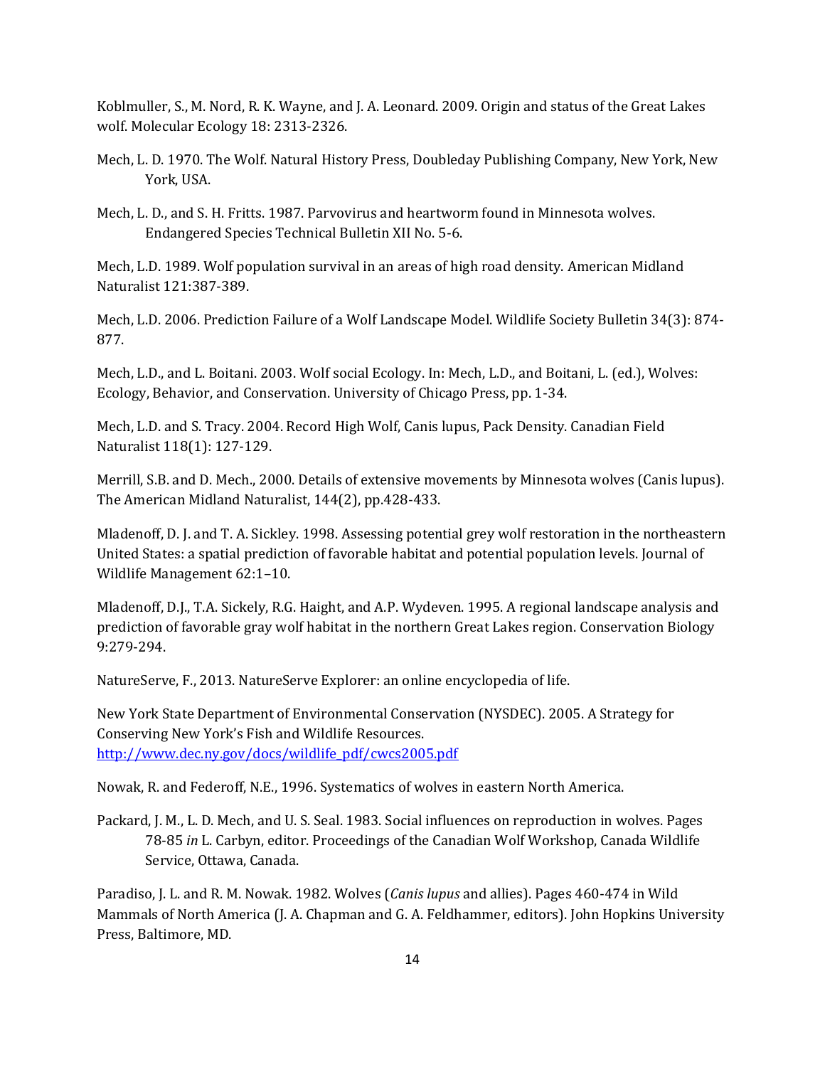Koblmuller, S., M. Nord, R. K. Wayne, and J. A. Leonard. 2009. Origin and status of the Great Lakes wolf. Molecular Ecology 18: 2313-2326.

Mech, L. D. 1970. The Wolf. Natural History Press, Doubleday Publishing Company, New York, New York, USA.

Mech, L. D., and S. H. Fritts. 1987. Parvovirus and heartworm found in Minnesota wolves. Endangered Species Technical Bulletin XII No. 5-6.

Mech, L.D. 1989. Wolf population survival in an areas of high road density. American Midland Naturalist 121:387-389.

Mech, L.D. 2006. Prediction Failure of a Wolf Landscape Model. Wildlife Society Bulletin 34(3): 874-877.

Mech, L.D., and L. Boitani. 2003. Wolf social Ecology. In: Mech, L.D., and Boitani, L. (ed.), Wolves: Ecology, Behavior, and Conservation. University of Chicago Press, pp. 1-34.

Mech, L.D. and S. Tracy. 2004. Record High Wolf, Canis lupus, Pack Density. Canadian Field Naturalist 118(1): 127-129.

Merrill, S.B. and D. Mech., 2000. Details of extensive movements by Minnesota wolves (Canis lupus). The American Midland Naturalist, 144(2), pp.428-433.

Mladenoff, D. J. and T. A. Sickley. 1998. Assessing potential grey wolf restoration in the northeastern United States: a spatial prediction of favorable habitat and potential population levels. Journal of Wildlife Management 62:1–10.

Mladenoff, D.J., T.A. Sickely, R.G. Haight, and A.P. Wydeven. 1995. A regional landscape analysis and prediction of favorable gray wolf habitat in the northern Great Lakes region. Conservation Biology 9:279-294.

NatureServe, F., 2013. NatureServe Explorer: an online encyclopedia of life.

New York State Department of Environmental Conservation (NYSDEC). 2005. A Strategy for Conserving New York's Fish and Wildlife Resources. [http://www.dec.ny.gov/docs/wildlife_pdf/cwcs2005.pdf](http://www.dec.ny.gov/docs/wildlife_pdf/cwcs2005.pdf)

Nowak, R. and Federoff, N.E., 1996. Systematics of wolves in eastern North America.

Packard, J. M., L. D. Mech, and U. S. Seal. 1983. Social influences on reproduction in wolves. Pages 78-85 *in* L. Carbyn, editor. Proceedings of the Canadian Wolf Workshop, Canada Wildlife Service, Ottawa, Canada.

Paradiso, J. L. and R. M. Nowak. 1982. Wolves (*Canis lupus* and allies). Pages 460-474 in Wild Mammals of North America (J. A. Chapman and G. A. Feldhammer, editors). John Hopkins University Press, Baltimore, MD.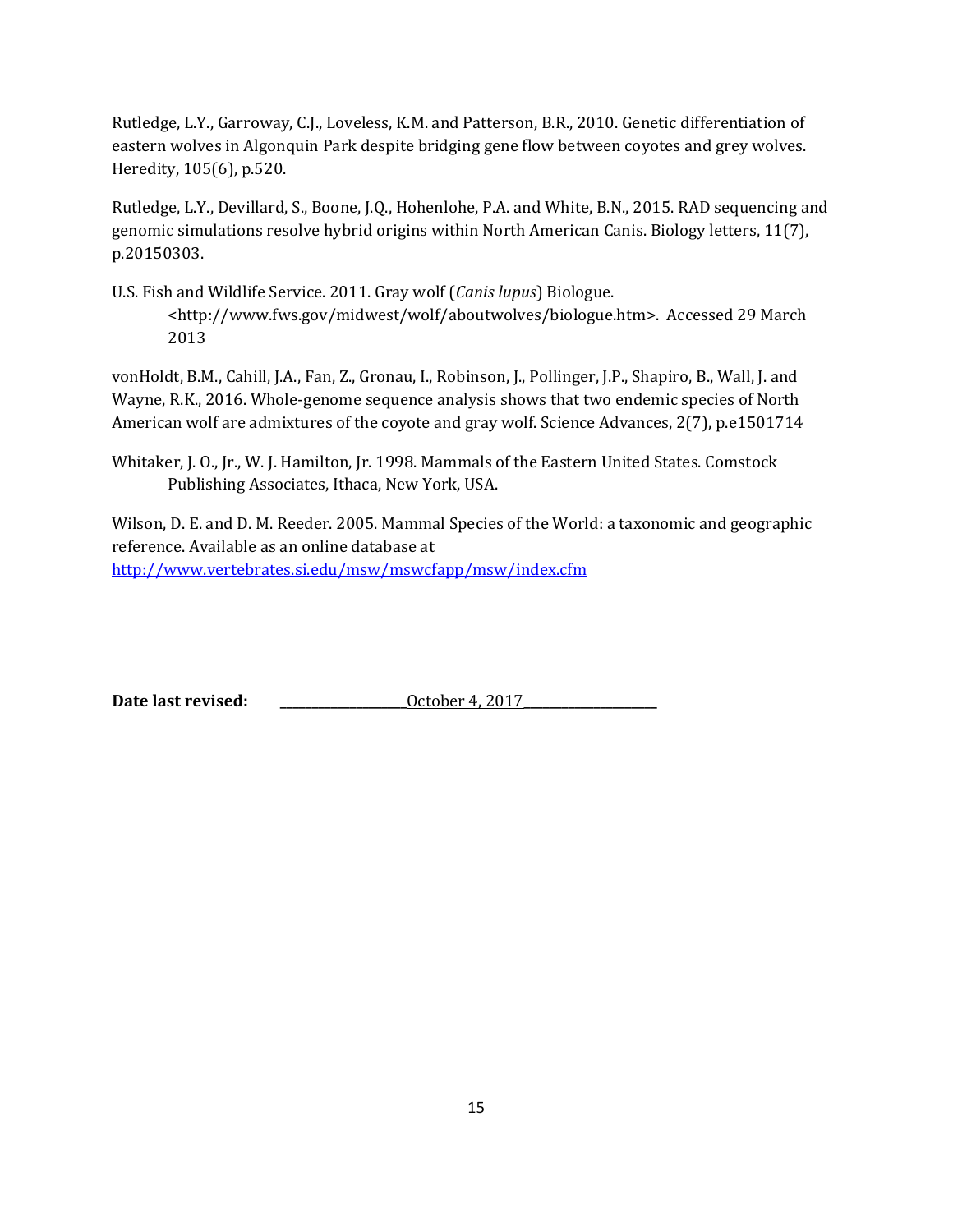Rutledge, L.Y., Garroway, C.J., Loveless, K.M. and Patterson, B.R., 2010. Genetic differentiation of eastern wolves in Algonquin Park despite bridging gene flow between coyotes and grey wolves. Heredity, 105(6), p.520.

Rutledge, L.Y., Devillard, S., Boone, J.Q., Hohenlohe, P.A. and White, B.N., 2015. RAD sequencing and genomic simulations resolve hybrid origins within North American Canis. Biology letters, 11(7), p.20150303.

U.S. Fish and Wildlife Service. 2011. Gray wolf (*Canis lupus*) Biologue. <http://www.fws.gov/midwest/wolf/aboutwolves/biologue.htm>. Accessed 29 March 2013

vonHoldt, B.M., Cahill, J.A., Fan, Z., Gronau, I., Robinson, J., Pollinger, J.P., Shapiro, B., Wall, J. and Wayne, R.K., 2016. Whole-genome sequence analysis shows that two endemic species of North American wolf are admixtures of the coyote and gray wolf. Science Advances, 2(7), p.e1501714

Whitaker, J. O., Jr., W. J. Hamilton, Jr. 1998. Mammals of the Eastern United States. Comstock Publishing Associates, Ithaca, New York, USA.

Wilson, D. E. and D. M. Reeder. 2005. Mammal Species of the World: a taxonomic and geographic reference. Available as an online database at [http://www.vertebrates.si.edu/msw/mswcfapp/msw/index.cfm](http://www.vertebrates.si.edu/msw/mswcfapp/msw/index.cfm)

**Date last revised:** ___________________October 4, 2017____________________